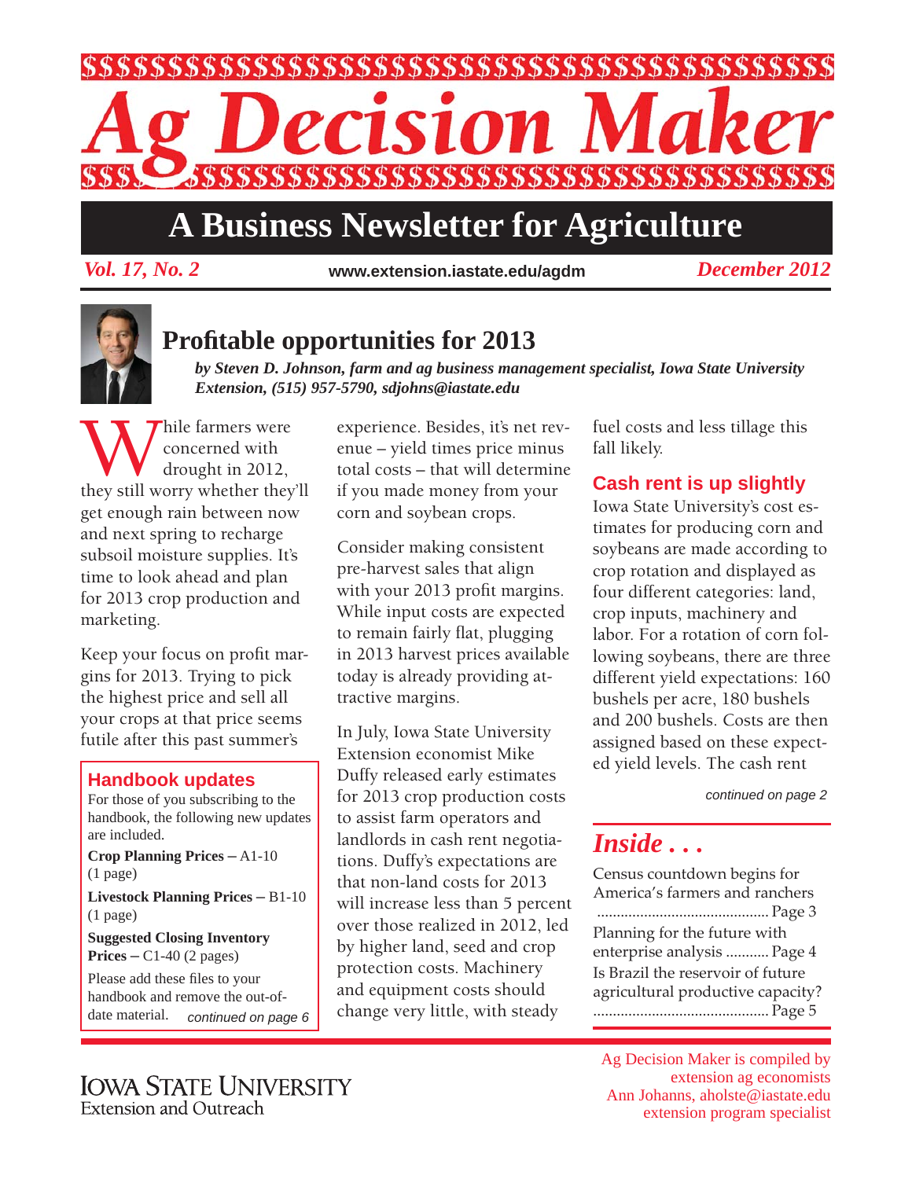# Ag Decision Maker

## A Business Newsletter for Agriculture

*Vol. 17, No. 2* www.extension.iastate.edu/agdm *December 2012*

## Profitable opportunities for 2013

***by Steven D. Johnson, farm and ag business management specialist, Iowa State University Extension, (515) 957-5790, sdjohns@iastate.edu***

While farmers were concerned with drought in 2012, they still worry whether they'll get enough rain between now and next spring to recharge subsoil moisture supplies. It's time to look ahead and plan for 2013 crop production and marketing.

Keep your focus on profit margins for 2013. Trying to pick the highest price and sell all your crops at that price seems futile after this past summer's experience. Besides, it's net revenue – yield times price minus total costs – that will determine if you made money from your corn and soybean crops.

Consider making consistent pre-harvest sales that align with your 2013 profit margins. While input costs are expected to remain fairly flat, plugging in 2013 harvest prices available today is already providing attractive margins.

In July, Iowa State University Extension economist Mike Duffy released early estimates for 2013 crop production costs to assist farm operators and landlords in cash rent negotiations. Duffy's expectations are that non-land costs for 2013 will increase less than 5 percent over those realized in 2012, led by higher land, seed and crop protection costs. Machinery and equipment costs should change very little, with steady fuel costs and less tillage this fall likely.

### Cash rent is up slightly

Iowa State University's cost estimates for producing corn and soybeans are made according to crop rotation and displayed as four different categories: land, crop inputs, machinery and labor. For a rotation of corn following soybeans, there are three different yield expectations: 160 bushels per acre, 180 bushels and 200 bushels. Costs are then assigned based on these expected yield levels. The cash rent

*continued on page 2*

### Handbook updates

For those of you subscribing to the handbook, the following new updates are included.

**Crop Planning Prices** – A1-10 (1 page)

**Livestock Planning Prices** – B1-10 (1 page)

**Suggested Closing Inventory Prices** – C1-40 (2 pages)

Please add these files to your handbook and remove the out-of-date material.

*continued on page 6*

### *Inside . . .*

Census countdown begins for America's farmers and ranchers ........ Page 3

Planning for the future with enterprise analysis ........ Page 4

Is Brazil the reservoir of future agricultural productive capacity? ........ Page 5

Iowa State University Extension and Outreach

Ag Decision Maker is compiled by extension ag economists
Ann Johanns, aholste@iastate.edu
extension program specialist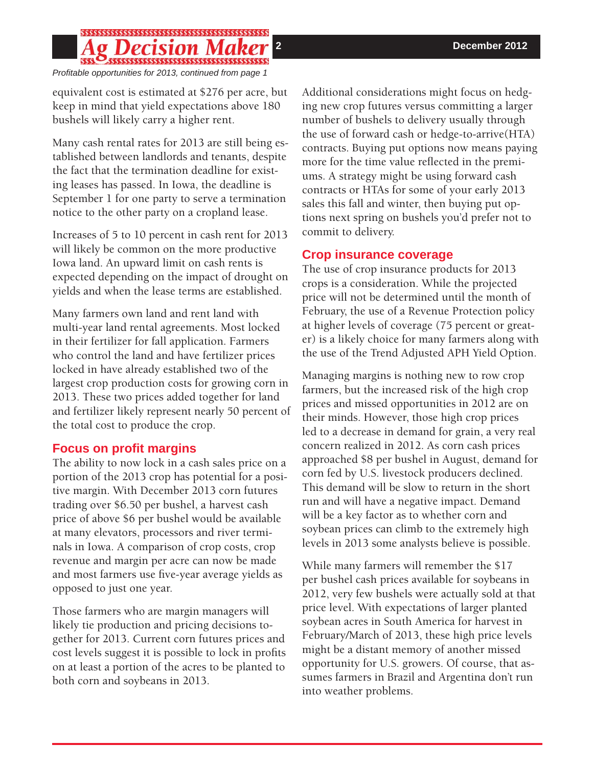*Profitable opportunities for 2013, continued from page 1*

equivalent cost is estimated at $276 per acre, but keep in mind that yield expectations above 180 bushels will likely carry a higher rent.

Many cash rental rates for 2013 are still being established between landlords and tenants, despite the fact that the termination deadline for existing leases has passed. In Iowa, the deadline is September 1 for one party to serve a termination notice to the other party on a cropland lease.

Increases of 5 to 10 percent in cash rent for 2013 will likely be common on the more productive Iowa land. An upward limit on cash rents is expected depending on the impact of drought on yields and when the lease terms are established.

Many farmers own land and rent land with multi-year land rental agreements. Most locked in their fertilizer for fall application. Farmers who control the land and have fertilizer prices locked in have already established two of the largest crop production costs for growing corn in 2013. These two prices added together for land and fertilizer likely represent nearly 50 percent of the total cost to produce the crop.

## Focus on profit margins

The ability to now lock in a cash sales price on a portion of the 2013 crop has potential for a positive margin. With December 2013 corn futures trading over $6.50 per bushel, a harvest cash price of above $6 per bushel would be available at many elevators, processors and river terminals in Iowa. A comparison of crop costs, crop revenue and margin per acre can now be made and most farmers use five-year average yields as opposed to just one year.

Those farmers who are margin managers will likely tie production and pricing decisions together for 2013. Current corn futures prices and cost levels suggest it is possible to lock in profits on at least a portion of the acres to be planted to both corn and soybeans in 2013.

Additional considerations might focus on hedging new crop futures versus committing a larger number of bushels to delivery usually through the use of forward cash or hedge-to-arrive(HTA) contracts. Buying put options now means paying more for the time value reflected in the premiums. A strategy might be using forward cash contracts or HTAs for some of your early 2013 sales this fall and winter, then buying put options next spring on bushels you'd prefer not to commit to delivery.

## Crop insurance coverage

The use of crop insurance products for 2013 crops is a consideration. While the projected price will not be determined until the month of February, the use of a Revenue Protection policy at higher levels of coverage (75 percent or greater) is a likely choice for many farmers along with the use of the Trend Adjusted APH Yield Option.

Managing margins is nothing new to row crop farmers, but the increased risk of the high crop prices and missed opportunities in 2012 are on their minds. However, those high crop prices led to a decrease in demand for grain, a very real concern realized in 2012. As corn cash prices approached $8 per bushel in August, demand for corn fed by U.S. livestock producers declined. This demand will be slow to return in the short run and will have a negative impact. Demand will be a key factor as to whether corn and soybean prices can climb to the extremely high levels in 2013 some analysts believe is possible.

While many farmers will remember the $17 per bushel cash prices available for soybeans in 2012, very few bushels were actually sold at that price level. With expectations of larger planted soybean acres in South America for harvest in February/March of 2013, these high price levels might be a distant memory of another missed opportunity for U.S. growers. Of course, that assumes farmers in Brazil and Argentina don't run into weather problems.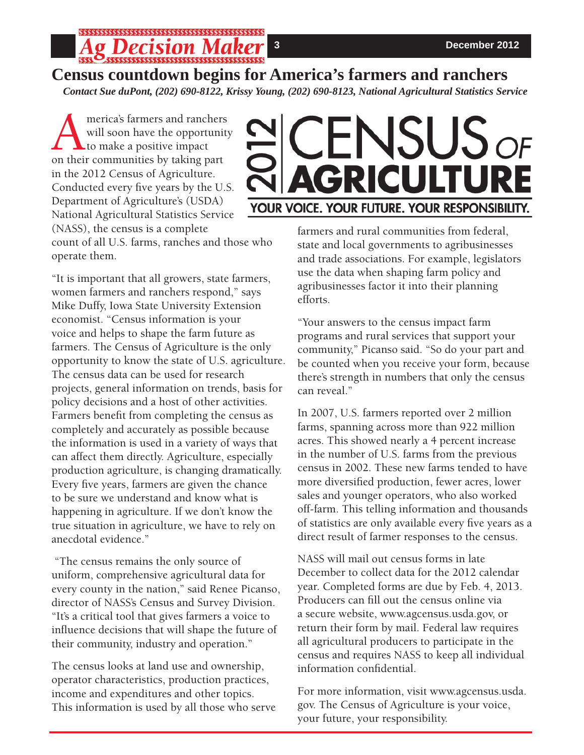# Census countdown begins for America's farmers and ranchers

*Contact Sue duPont, (202) 690-8122, Krissy Young, (202) 690-8123, National Agricultural Statistics Service*

America's farmers and ranchers will soon have the opportunity to make a positive impact on their communities by taking part in the 2012 Census of Agriculture. Conducted every five years by the U.S. Department of Agriculture's (USDA) National Agricultural Statistics Service (NASS), the census is a complete count of all U.S. farms, ranches and those who operate them.

2012 CENSUS OF AGRICULTURE
YOUR VOICE. YOUR FUTURE. YOUR RESPONSIBILITY.

"It is important that all growers, state farmers, women farmers and ranchers respond," says Mike Duffy, Iowa State University Extension economist. "Census information is your voice and helps to shape the farm future as farmers. The Census of Agriculture is the only opportunity to know the state of U.S. agriculture. The census data can be used for research projects, general information on trends, basis for policy decisions and a host of other activities. Farmers benefit from completing the census as completely and accurately as possible because the information is used in a variety of ways that can affect them directly. Agriculture, especially production agriculture, is changing dramatically. Every five years, farmers are given the chance to be sure we understand and know what is happening in agriculture. If we don't know the true situation in agriculture, we have to rely on anecdotal evidence."

"The census remains the only source of uniform, comprehensive agricultural data for every county in the nation," said Renee Picanso, director of NASS's Census and Survey Division. "It's a critical tool that gives farmers a voice to influence decisions that will shape the future of their community, industry and operation."

The census looks at land use and ownership, operator characteristics, production practices, income and expenditures and other topics. This information is used by all those who serve farmers and rural communities from federal, state and local governments to agribusinesses and trade associations. For example, legislators use the data when shaping farm policy and agribusinesses factor it into their planning efforts.

"Your answers to the census impact farm programs and rural services that support your community," Picanso said. "So do your part and be counted when you receive your form, because there's strength in numbers that only the census can reveal."

In 2007, U.S. farmers reported over 2 million farms, spanning across more than 922 million acres. This showed nearly a 4 percent increase in the number of U.S. farms from the previous census in 2002. These new farms tended to have more diversified production, fewer acres, lower sales and younger operators, who also worked off-farm. This telling information and thousands of statistics are only available every five years as a direct result of farmer responses to the census.

NASS will mail out census forms in late December to collect data for the 2012 calendar year. Completed forms are due by Feb. 4, 2013. Producers can fill out the census online via a secure website, www.agcensus.usda.gov, or return their form by mail. Federal law requires all agricultural producers to participate in the census and requires NASS to keep all individual information confidential.

For more information, visit www.agcensus.usda.gov. The Census of Agriculture is your voice, your future, your responsibility.